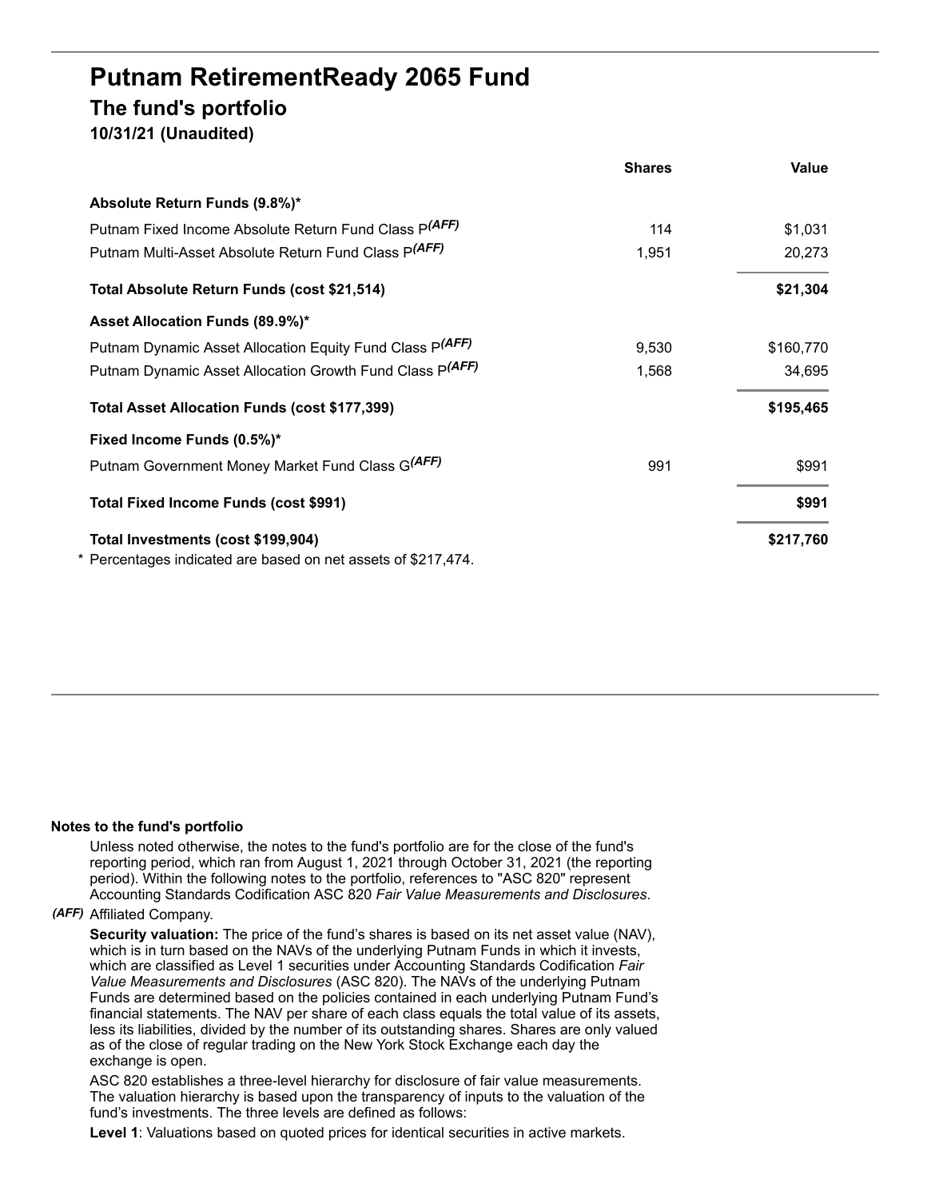# Putnam RetirementReady 2065 Fund

## The fund's portfolio

### 10/31/21 (Unaudited)

| | Shares | Value |
|---|---|---|
| **Absolute Return Funds (9.8%)*** | | |
| Putnam Fixed Income Absolute Return Fund Class P*(AFF)* | 114 | $1,031 |
| Putnam Multi-Asset Absolute Return Fund Class P*(AFF)* | 1,951 | 20,273 |
| **Total Absolute Return Funds (cost $21,514)** | | **$21,304** |
| **Asset Allocation Funds (89.9%)*** | | |
| Putnam Dynamic Asset Allocation Equity Fund Class P*(AFF)* | 9,530 | $160,770 |
| Putnam Dynamic Asset Allocation Growth Fund Class P*(AFF)* | 1,568 | 34,695 |
| **Total Asset Allocation Funds (cost $177,399)** | | **$195,465** |
| **Fixed Income Funds (0.5%)*** | | |
| Putnam Government Money Market Fund Class G*(AFF)* | 991 | $991 |
| **Total Fixed Income Funds (cost $991)** | | **$991** |
| **Total Investments (cost $199,904)** | | **$217,760** |

\* Percentages indicated are based on net assets of $217,474.

**Notes to the fund's portfolio**

Unless noted otherwise, the notes to the fund's portfolio are for the close of the fund's reporting period, which ran from August 1, 2021 through October 31, 2021 (the reporting period). Within the following notes to the portfolio, references to "ASC 820" represent Accounting Standards Codification ASC 820 *Fair Value Measurements and Disclosures*.

*(AFF)* Affiliated Company.

**Security valuation:** The price of the fund's shares is based on its net asset value (NAV), which is in turn based on the NAVs of the underlying Putnam Funds in which it invests, which are classified as Level 1 securities under Accounting Standards Codification *Fair Value Measurements and Disclosures* (ASC 820). The NAVs of the underlying Putnam Funds are determined based on the policies contained in each underlying Putnam Fund's financial statements. The NAV per share of each class equals the total value of its assets, less its liabilities, divided by the number of its outstanding shares. Shares are only valued as of the close of regular trading on the New York Stock Exchange each day the exchange is open.

ASC 820 establishes a three-level hierarchy for disclosure of fair value measurements. The valuation hierarchy is based upon the transparency of inputs to the valuation of the fund's investments. The three levels are defined as follows:

**Level 1**: Valuations based on quoted prices for identical securities in active markets.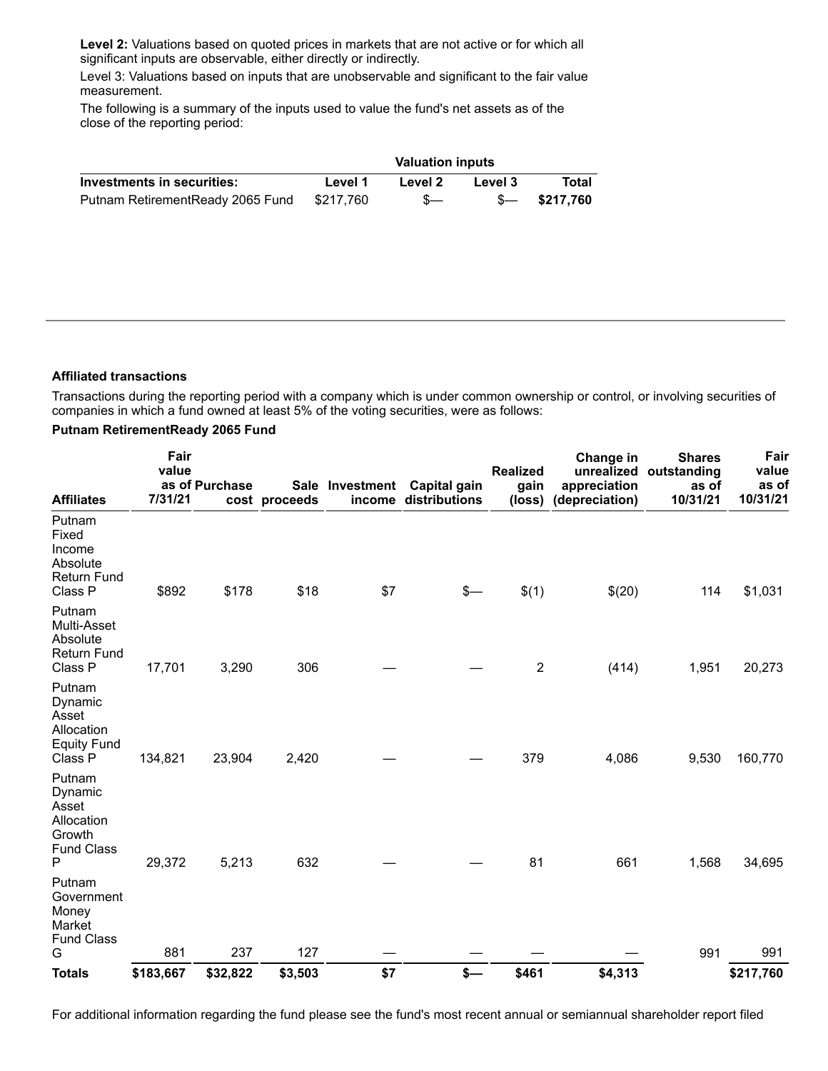**Level 2:** Valuations based on quoted prices in markets that are not active or for which all significant inputs are observable, either directly or indirectly.

Level 3: Valuations based on inputs that are unobservable and significant to the fair value measurement.

The following is a summary of the inputs used to value the fund's net assets as of the close of the reporting period:

| | Valuation inputs | | | |
|---|---|---|---|---|
| **Investments in securities:** | **Level 1** | **Level 2** | **Level 3** | **Total** |
| Putnam RetirementReady 2065 Fund | $217,760 | $— | $— | **$217,760** |

**Affiliated transactions**

Transactions during the reporting period with a company which is under common ownership or control, or involving securities of companies in which a fund owned at least 5% of the voting securities, were as follows:

**Putnam RetirementReady 2065 Fund**

| Affiliates | Fair value as of 7/31/21 | Purchase cost | Sale proceeds | Investment income | Capital gain distributions | Realized gain (loss) | Change in unrealized appreciation (depreciation) | Shares outstanding as of 10/31/21 | Fair value as of 10/31/21 |
|---|---|---|---|---|---|---|---|---|---|
| Putnam Fixed Income Absolute Return Fund Class P | $892 | $178 | $18 | $7 | $— | $(1) | $(20) | 114 | $1,031 |
| Putnam Multi-Asset Absolute Return Fund Class P | 17,701 | 3,290 | 306 | — | — | 2 | (414) | 1,951 | 20,273 |
| Putnam Dynamic Asset Allocation Equity Fund Class P | 134,821 | 23,904 | 2,420 | — | — | 379 | 4,086 | 9,530 | 160,770 |
| Putnam Dynamic Asset Allocation Growth Fund Class P | 29,372 | 5,213 | 632 | — | — | 81 | 661 | 1,568 | 34,695 |
| Putnam Government Money Market Fund Class G | 881 | 237 | 127 | — | — | — | — | 991 | 991 |
| **Totals** | **$183,667** | **$32,822** | **$3,503** | **$7** | **$—** | **$461** | **$4,313** | | **$217,760** |

For additional information regarding the fund please see the fund's most recent annual or semiannual shareholder report filed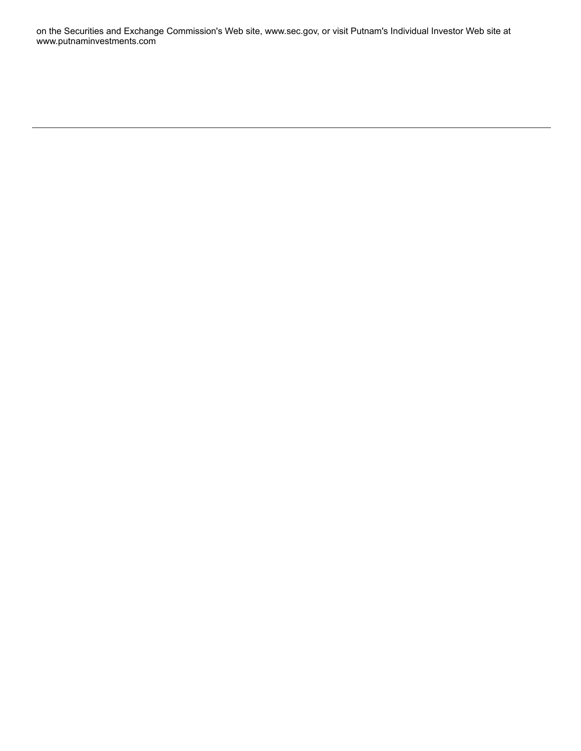on the Securities and Exchange Commission's Web site, www.sec.gov, or visit Putnam's Individual Investor Web site at www.putnaminvestments.com

---